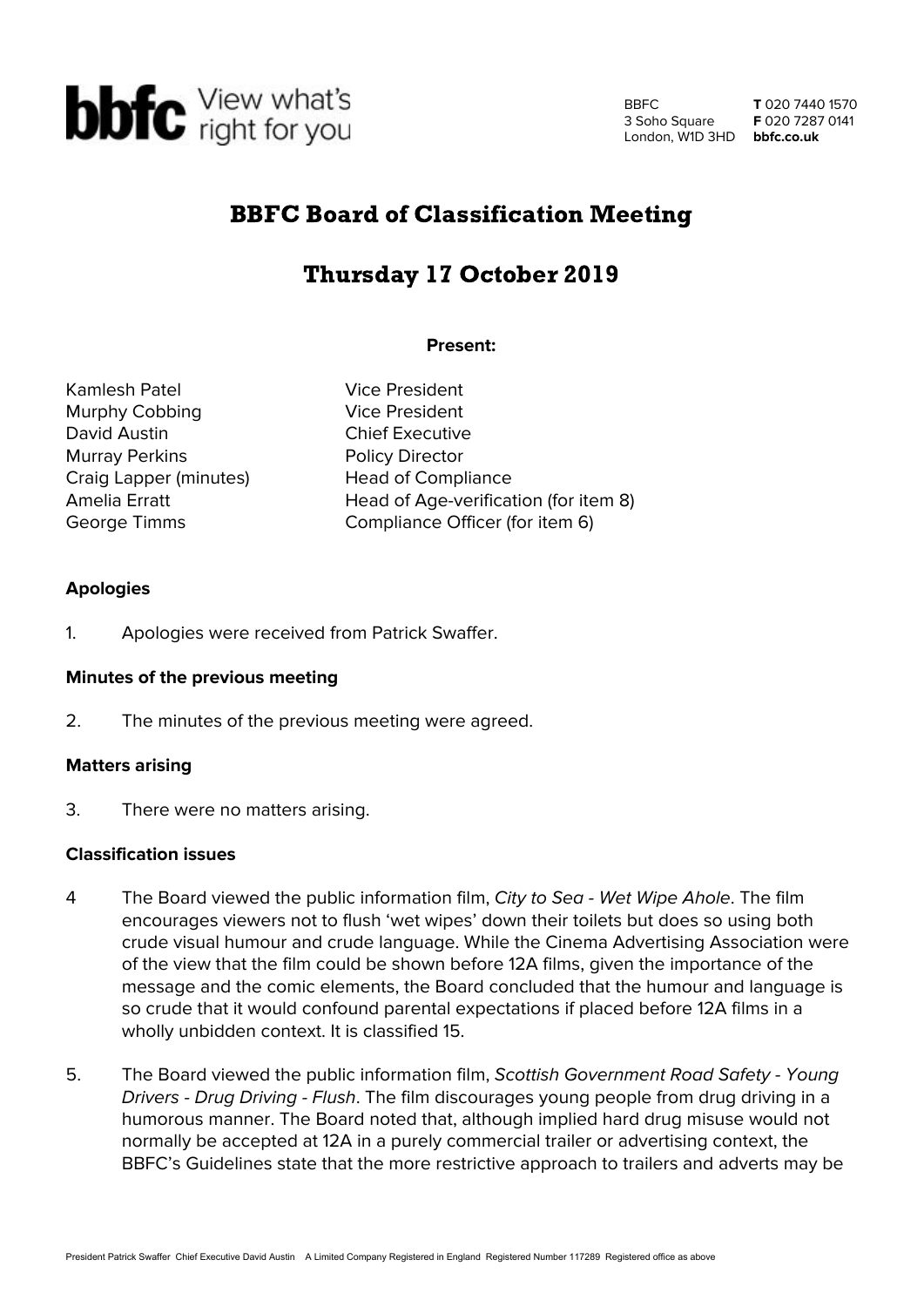# BBFC Board of Classification Meeting

## Thursday 17 October 2019

**Present:**

| | |
|---|---|
| Kamlesh Patel | Vice President |
| Murphy Cobbing | Vice President |
| David Austin | Chief Executive |
| Murray Perkins | Policy Director |
| Craig Lapper (minutes) | Head of Compliance |
| Amelia Erratt | Head of Age-verification (for item 8) |
| George Timms | Compliance Officer (for item 6) |

**Apologies**

1. Apologies were received from Patrick Swaffer.

**Minutes of the previous meeting**

2. The minutes of the previous meeting were agreed.

**Matters arising**

3. There were no matters arising.

**Classification issues**

4 The Board viewed the public information film, *City to Sea - Wet Wipe Ahole*. The film encourages viewers not to flush 'wet wipes' down their toilets but does so using both crude visual humour and crude language. While the Cinema Advertising Association were of the view that the film could be shown before 12A films, given the importance of the message and the comic elements, the Board concluded that the humour and language is so crude that it would confound parental expectations if placed before 12A films in a wholly unbidden context. It is classified 15.

5. The Board viewed the public information film, *Scottish Government Road Safety - Young Drivers - Drug Driving - Flush*. The film discourages young people from drug driving in a humorous manner. The Board noted that, although implied hard drug misuse would not normally be accepted at 12A in a purely commercial trailer or advertising context, the BBFC's Guidelines state that the more restrictive approach to trailers and adverts may be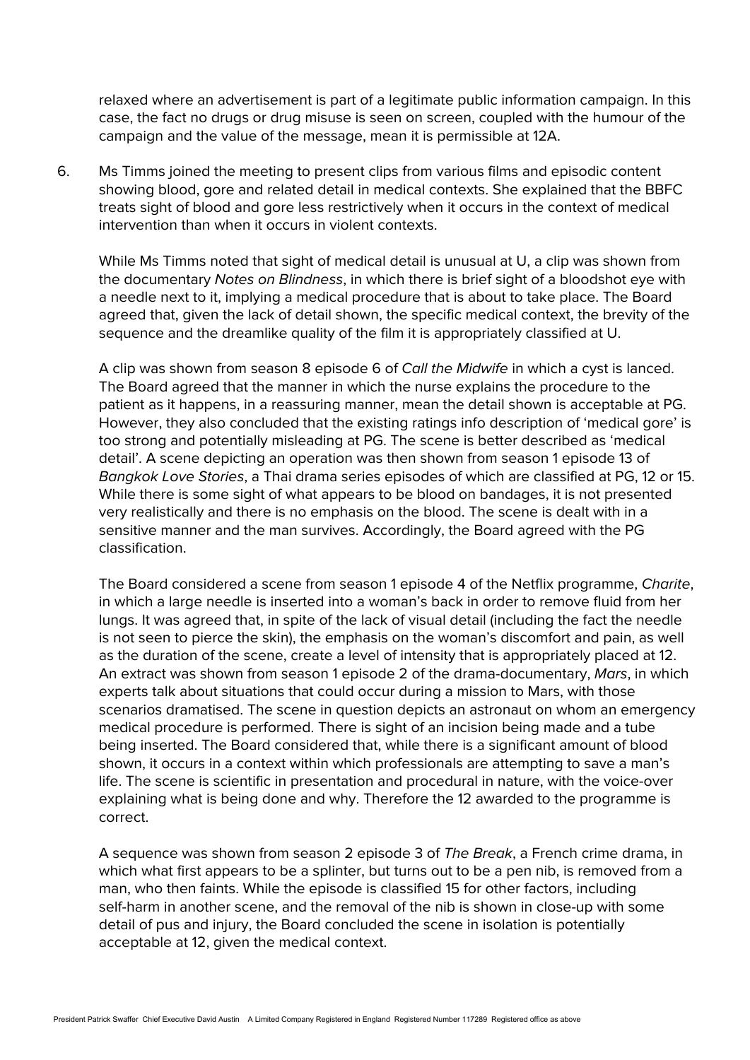relaxed where an advertisement is part of a legitimate public information campaign. In this case, the fact no drugs or drug misuse is seen on screen, coupled with the humour of the campaign and the value of the message, mean it is permissible at 12A.

6. Ms Timms joined the meeting to present clips from various films and episodic content showing blood, gore and related detail in medical contexts. She explained that the BBFC treats sight of blood and gore less restrictively when it occurs in the context of medical intervention than when it occurs in violent contexts.

   While Ms Timms noted that sight of medical detail is unusual at U, a clip was shown from the documentary *Notes on Blindness*, in which there is brief sight of a bloodshot eye with a needle next to it, implying a medical procedure that is about to take place. The Board agreed that, given the lack of detail shown, the specific medical context, the brevity of the sequence and the dreamlike quality of the film it is appropriately classified at U.

   A clip was shown from season 8 episode 6 of *Call the Midwife* in which a cyst is lanced. The Board agreed that the manner in which the nurse explains the procedure to the patient as it happens, in a reassuring manner, mean the detail shown is acceptable at PG. However, they also concluded that the existing ratings info description of 'medical gore' is too strong and potentially misleading at PG. The scene is better described as 'medical detail'. A scene depicting an operation was then shown from season 1 episode 13 of *Bangkok Love Stories*, a Thai drama series episodes of which are classified at PG, 12 or 15. While there is some sight of what appears to be blood on bandages, it is not presented very realistically and there is no emphasis on the blood. The scene is dealt with in a sensitive manner and the man survives. Accordingly, the Board agreed with the PG classification.

   The Board considered a scene from season 1 episode 4 of the Netflix programme, *Charite*, in which a large needle is inserted into a woman's back in order to remove fluid from her lungs. It was agreed that, in spite of the lack of visual detail (including the fact the needle is not seen to pierce the skin), the emphasis on the woman's discomfort and pain, as well as the duration of the scene, create a level of intensity that is appropriately placed at 12. An extract was shown from season 1 episode 2 of the drama-documentary, *Mars*, in which experts talk about situations that could occur during a mission to Mars, with those scenarios dramatised. The scene in question depicts an astronaut on whom an emergency medical procedure is performed. There is sight of an incision being made and a tube being inserted. The Board considered that, while there is a significant amount of blood shown, it occurs in a context within which professionals are attempting to save a man's life. The scene is scientific in presentation and procedural in nature, with the voice-over explaining what is being done and why. Therefore the 12 awarded to the programme is correct.

   A sequence was shown from season 2 episode 3 of *The Break*, a French crime drama, in which what first appears to be a splinter, but turns out to be a pen nib, is removed from a man, who then faints. While the episode is classified 15 for other factors, including self-harm in another scene, and the removal of the nib is shown in close-up with some detail of pus and injury, the Board concluded the scene in isolation is potentially acceptable at 12, given the medical context.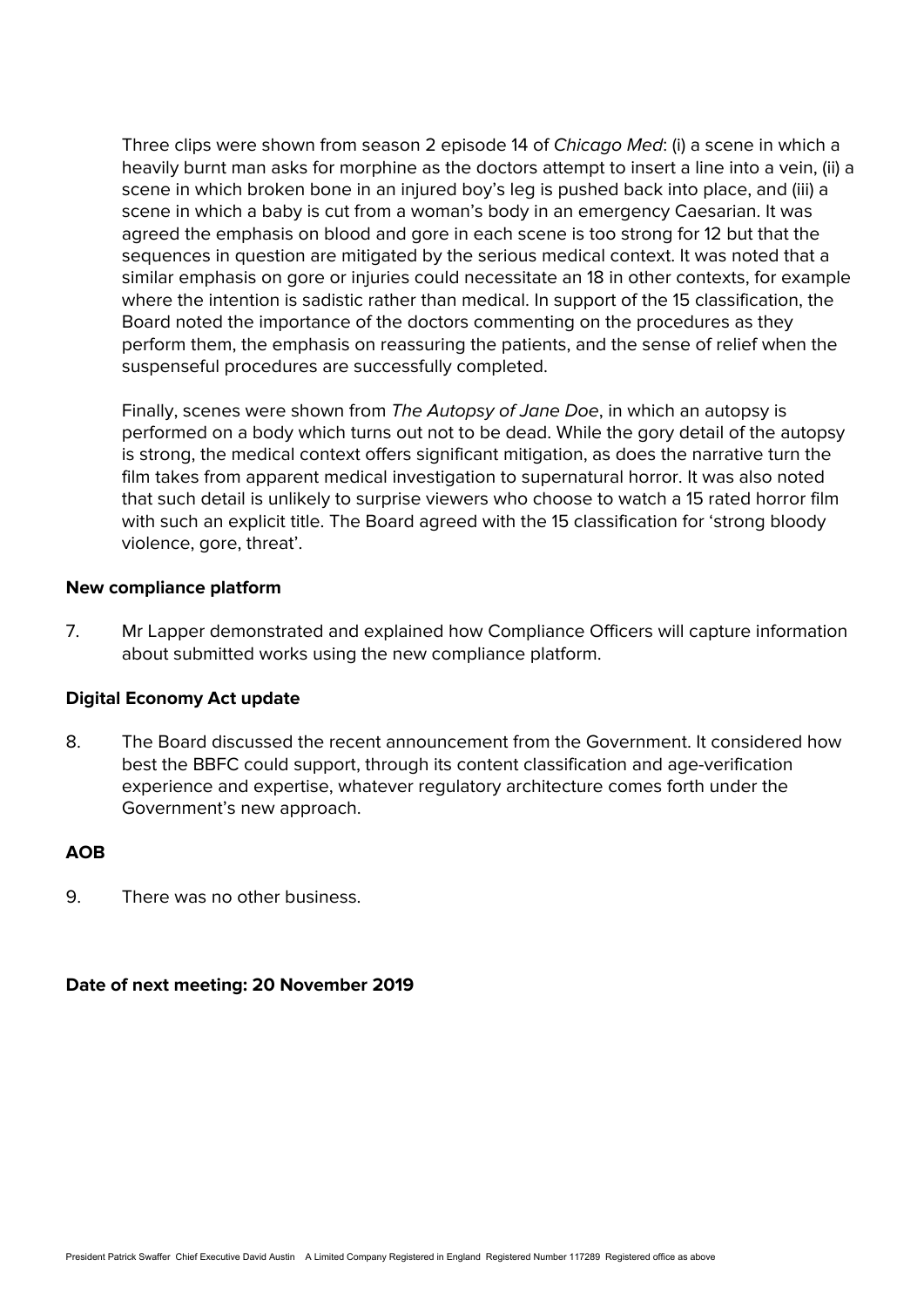Three clips were shown from season 2 episode 14 of *Chicago Med*: (i) a scene in which a heavily burnt man asks for morphine as the doctors attempt to insert a line into a vein, (ii) a scene in which broken bone in an injured boy's leg is pushed back into place, and (iii) a scene in which a baby is cut from a woman's body in an emergency Caesarian. It was agreed the emphasis on blood and gore in each scene is too strong for 12 but that the sequences in question are mitigated by the serious medical context. It was noted that a similar emphasis on gore or injuries could necessitate an 18 in other contexts, for example where the intention is sadistic rather than medical. In support of the 15 classification, the Board noted the importance of the doctors commenting on the procedures as they perform them, the emphasis on reassuring the patients, and the sense of relief when the suspenseful procedures are successfully completed.

Finally, scenes were shown from *The Autopsy of Jane Doe*, in which an autopsy is performed on a body which turns out not to be dead. While the gory detail of the autopsy is strong, the medical context offers significant mitigation, as does the narrative turn the film takes from apparent medical investigation to supernatural horror. It was also noted that such detail is unlikely to surprise viewers who choose to watch a 15 rated horror film with such an explicit title. The Board agreed with the 15 classification for 'strong bloody violence, gore, threat'.

**New compliance platform**

7. Mr Lapper demonstrated and explained how Compliance Officers will capture information about submitted works using the new compliance platform.

**Digital Economy Act update**

8. The Board discussed the recent announcement from the Government. It considered how best the BBFC could support, through its content classification and age-verification experience and expertise, whatever regulatory architecture comes forth under the Government's new approach.

**AOB**

9. There was no other business.

**Date of next meeting: 20 November 2019**

President Patrick Swaffer Chief Executive David Austin A Limited Company Registered in England Registered Number 117289 Registered office as above